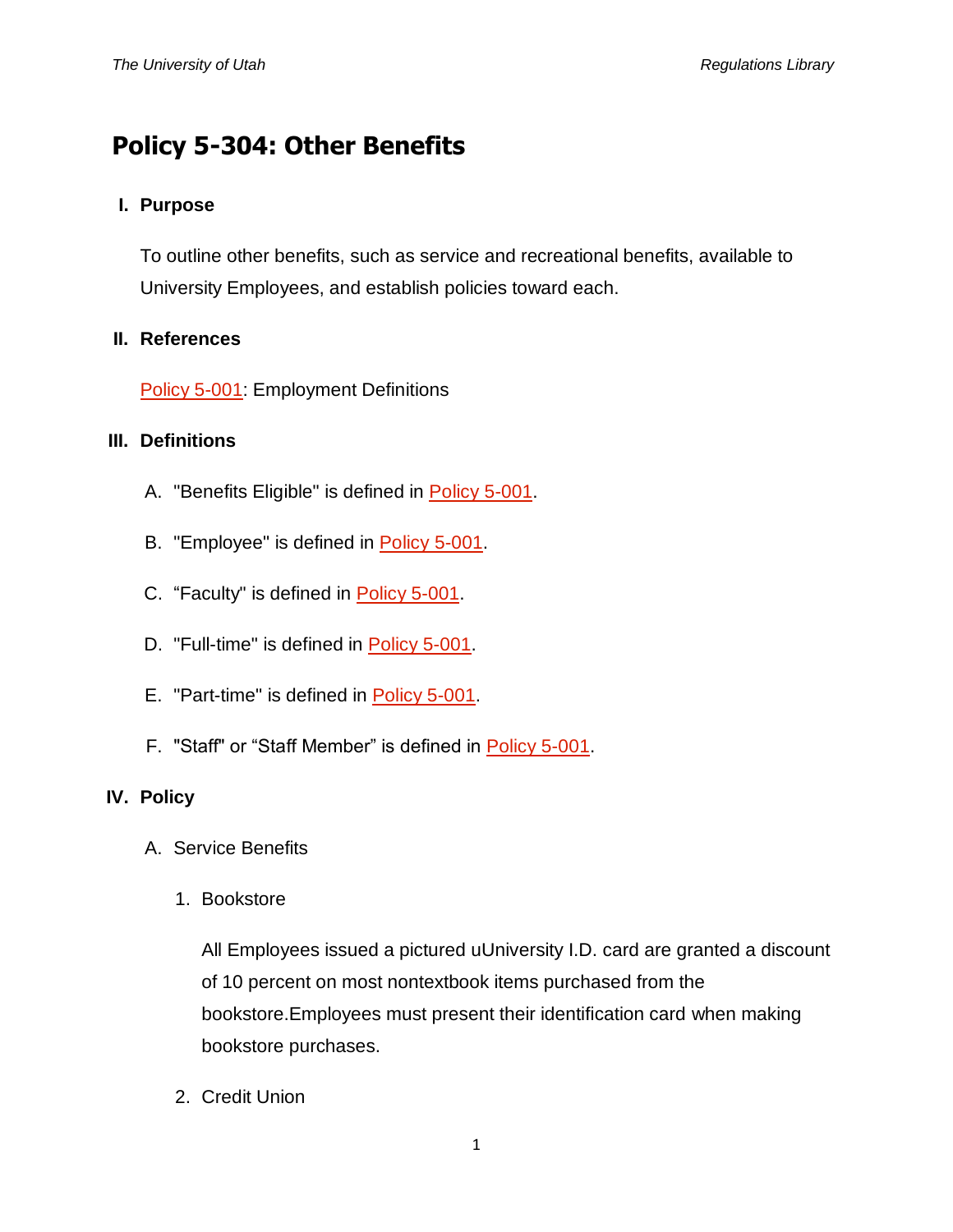# Policy 5-304: Other Benefits

## I. Purpose

To outline other benefits, such as service and recreational benefits, available to University Employees, and establish policies toward each.

## II. References

Policy 5-001: Employment Definitions

## III. Definitions

A. "Benefits Eligible" is defined in Policy 5-001.

B. "Employee" is defined in Policy 5-001.

C. "Faculty" is defined in Policy 5-001.

D. "Full-time" is defined in Policy 5-001.

E. "Part-time" is defined in Policy 5-001.

F. "Staff" or "Staff Member" is defined in Policy 5-001.

## IV. Policy

A. Service Benefits

1. Bookstore

   All Employees issued a pictured uUniversity I.D. card are granted a discount of 10 percent on most nontextbook items purchased from the bookstore.Employees must present their identification card when making bookstore purchases.

2. Credit Union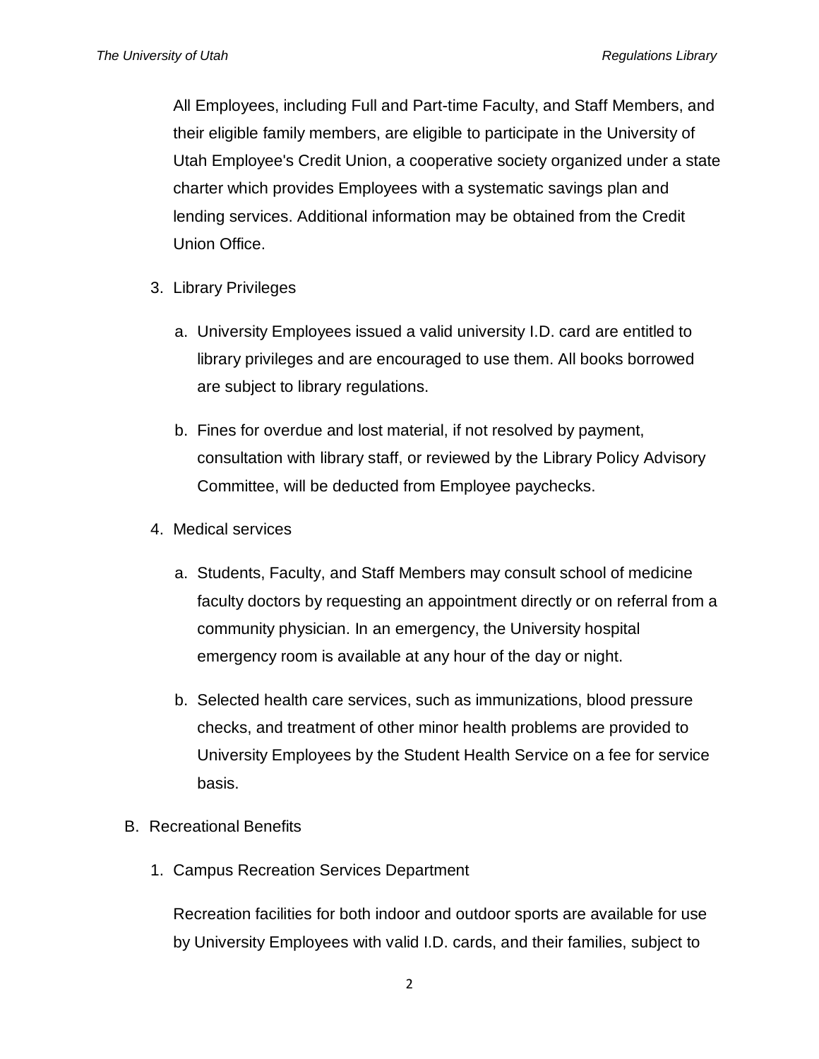All Employees, including Full and Part-time Faculty, and Staff Members, and their eligible family members, are eligible to participate in the University of Utah Employee's Credit Union, a cooperative society organized under a state charter which provides Employees with a systematic savings plan and lending services. Additional information may be obtained from the Credit Union Office.

3. Library Privileges

    a. University Employees issued a valid university I.D. card are entitled to library privileges and are encouraged to use them. All books borrowed are subject to library regulations.

    b. Fines for overdue and lost material, if not resolved by payment, consultation with library staff, or reviewed by the Library Policy Advisory Committee, will be deducted from Employee paychecks.

4. Medical services

    a. Students, Faculty, and Staff Members may consult school of medicine faculty doctors by requesting an appointment directly or on referral from a community physician. In an emergency, the University hospital emergency room is available at any hour of the day or night.

    b. Selected health care services, such as immunizations, blood pressure checks, and treatment of other minor health problems are provided to University Employees by the Student Health Service on a fee for service basis.

B. Recreational Benefits

1. Campus Recreation Services Department

    Recreation facilities for both indoor and outdoor sports are available for use by University Employees with valid I.D. cards, and their families, subject to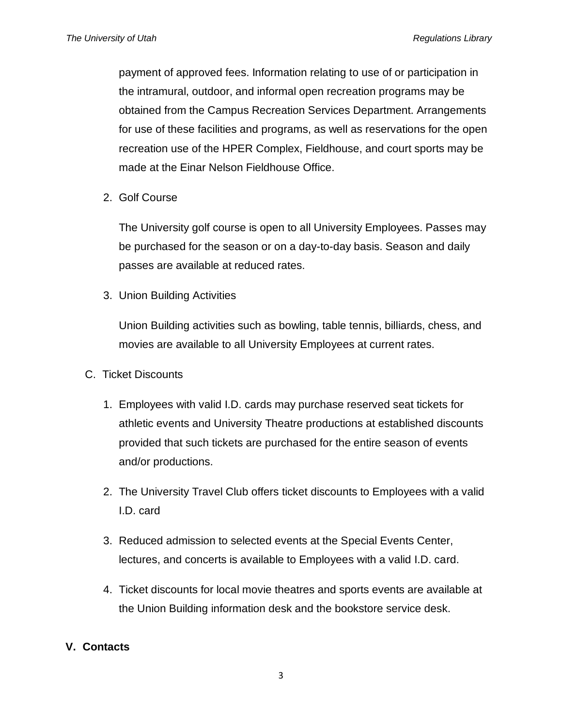payment of approved fees. Information relating to use of or participation in the intramural, outdoor, and informal open recreation programs may be obtained from the Campus Recreation Services Department. Arrangements for use of these facilities and programs, as well as reservations for the open recreation use of the HPER Complex, Fieldhouse, and court sports may be made at the Einar Nelson Fieldhouse Office.

2. Golf Course

   The University golf course is open to all University Employees. Passes may be purchased for the season or on a day-to-day basis. Season and daily passes are available at reduced rates.

3. Union Building Activities

   Union Building activities such as bowling, table tennis, billiards, chess, and movies are available to all University Employees at current rates.

C. Ticket Discounts

1. Employees with valid I.D. cards may purchase reserved seat tickets for athletic events and University Theatre productions at established discounts provided that such tickets are purchased for the entire season of events and/or productions.
2. The University Travel Club offers ticket discounts to Employees with a valid I.D. card
3. Reduced admission to selected events at the Special Events Center, lectures, and concerts is available to Employees with a valid I.D. card.
4. Ticket discounts for local movie theatres and sports events are available at the Union Building information desk and the bookstore service desk.

## V. Contacts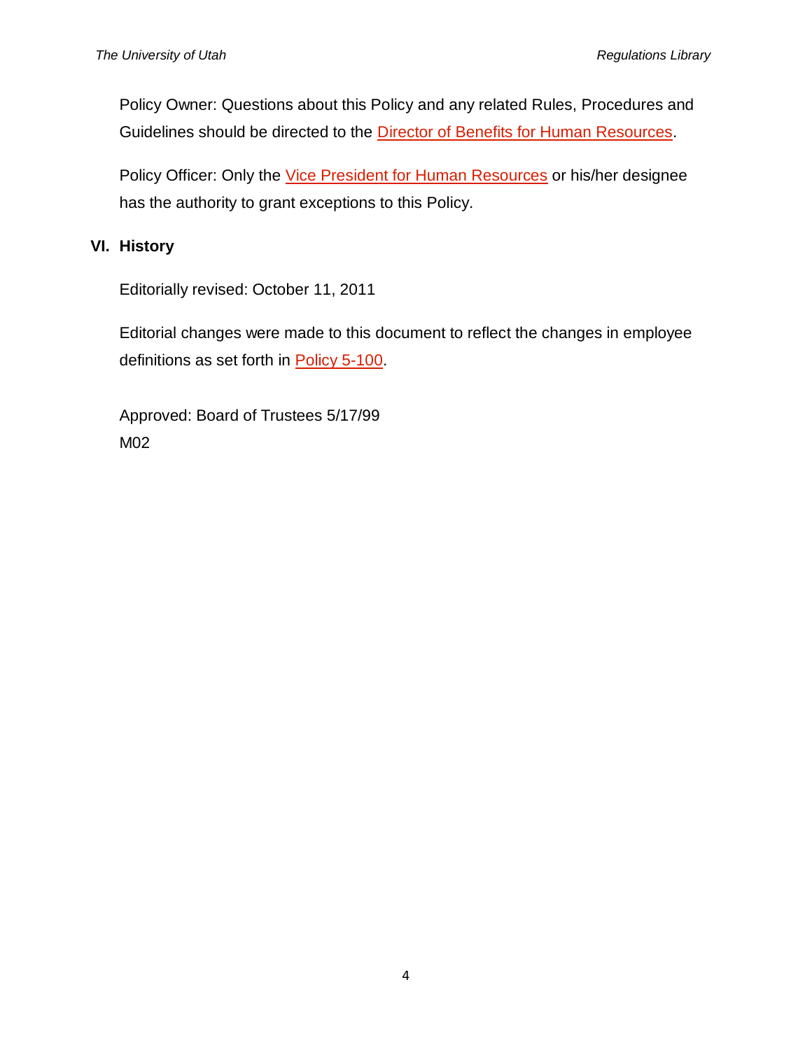Policy Owner: Questions about this Policy and any related Rules, Procedures and Guidelines should be directed to the Director of Benefits for Human Resources.

Policy Officer: Only the Vice President for Human Resources or his/her designee has the authority to grant exceptions to this Policy.

## VI. History

Editorially revised: October 11, 2011

Editorial changes were made to this document to reflect the changes in employee definitions as set forth in Policy 5-100.

Approved: Board of Trustees 5/17/99
M02